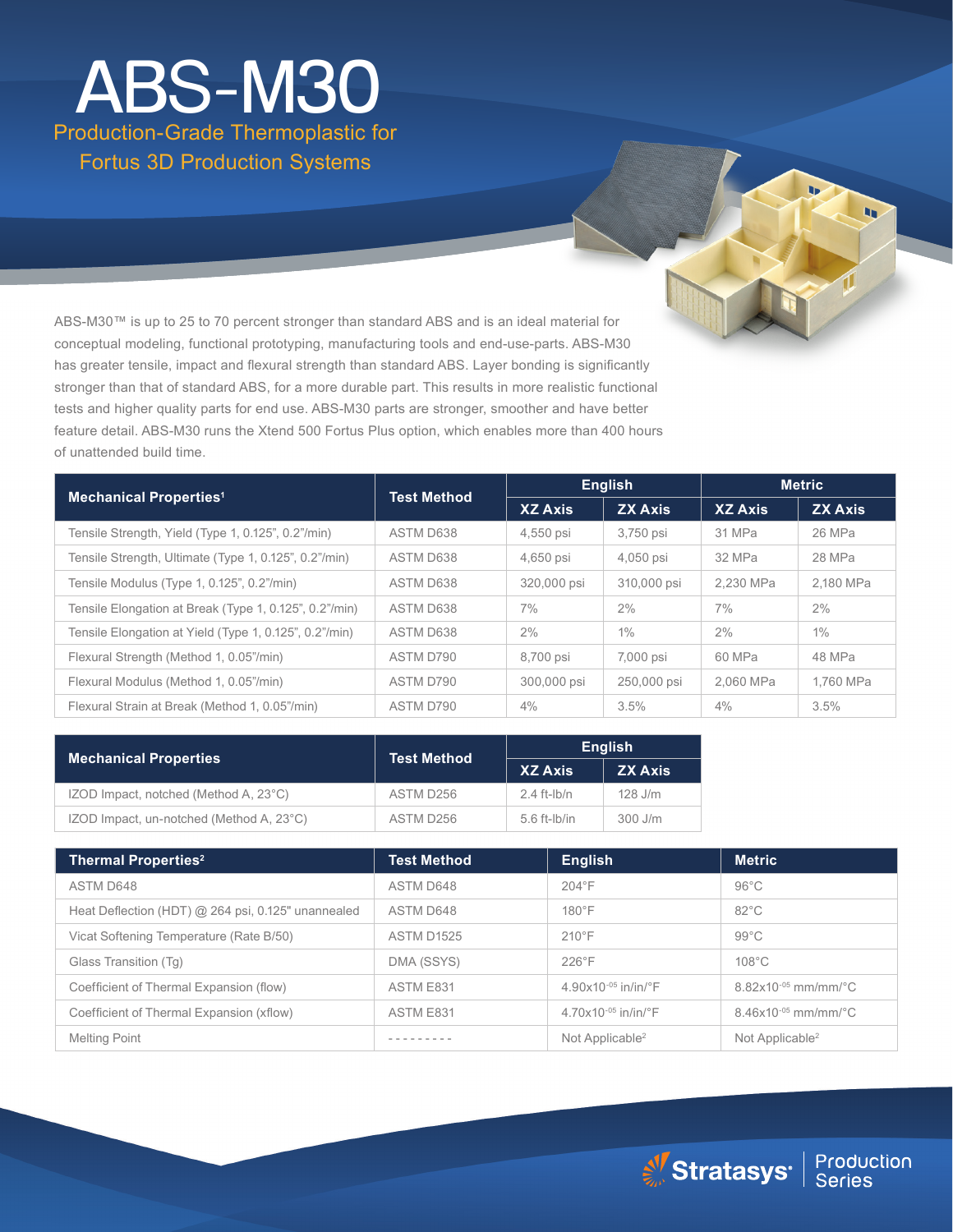# ABS-M30

## Production-Grade Thermoplastic for Fortus 3D Production Systems

ABS-M30™ is up to 25 to 70 percent stronger than standard ABS and is an ideal material for conceptual modeling, functional prototyping, manufacturing tools and end-use-parts. ABS-M30 has greater tensile, impact and flexural strength than standard ABS. Layer bonding is significantly stronger than that of standard ABS, for a more durable part. This results in more realistic functional tests and higher quality parts for end use. ABS-M30 parts are stronger, smoother and have better feature detail. ABS-M30 runs the Xtend 500 Fortus Plus option, which enables more than 400 hours of unattended build time.

| Mechanical Properties[1] | Test Method | English | | Metric | |
|---|---|---|---|---|---|
| | | XZ Axis | ZX Axis | XZ Axis | ZX Axis |
| Tensile Strength, Yield (Type 1, 0.125", 0.2"/min) | ASTM D638 | 4,550 psi | 3,750 psi | 31 MPa | 26 MPa |
| Tensile Strength, Ultimate (Type 1, 0.125", 0.2"/min) | ASTM D638 | 4,650 psi | 4,050 psi | 32 MPa | 28 MPa |
| Tensile Modulus (Type 1, 0.125", 0.2"/min) | ASTM D638 | 320,000 psi | 310,000 psi | 2,230 MPa | 2,180 MPa |
| Tensile Elongation at Break (Type 1, 0.125", 0.2"/min) | ASTM D638 | 7% | 2% | 7% | 2% |
| Tensile Elongation at Yield (Type 1, 0.125", 0.2"/min) | ASTM D638 | 2% | 1% | 2% | 1% |
| Flexural Strength (Method 1, 0.05"/min) | ASTM D790 | 8,700 psi | 7,000 psi | 60 MPa | 48 MPa |
| Flexural Modulus (Method 1, 0.05"/min) | ASTM D790 | 300,000 psi | 250,000 psi | 2,060 MPa | 1,760 MPa |
| Flexural Strain at Break (Method 1, 0.05"/min) | ASTM D790 | 4% | 3.5% | 4% | 3.5% |

| Mechanical Properties | Test Method | English | |
|---|---|---|---|
| | | XZ Axis | ZX Axis |
| IZOD Impact, notched (Method A, 23°C) | ASTM D256 | 2.4 ft-lb/n | 128 J/m |
| IZOD Impact, un-notched (Method A, 23°C) | ASTM D256 | 5.6 ft-lb/in | 300 J/m |

| Thermal Properties[2] | Test Method | English | Metric |
|---|---|---|---|
| ASTM D648 | ASTM D648 | 204°F | 96°C |
| Heat Deflection (HDT) @ 264 psi, 0.125" unannealed | ASTM D648 | 180°F | 82°C |
| Vicat Softening Temperature (Rate B/50) | ASTM D1525 | 210°F | 99°C |
| Glass Transition (Tg) | DMA (SSYS) | 226°F | 108°C |
| Coefficient of Thermal Expansion (flow) | ASTM E831 | $4.90 \times 10^{-05}$ in/in/°F | $8.82 \times 10^{-05}$ mm/mm/°C |
| Coefficient of Thermal Expansion (xflow) | ASTM E831 | $4.70 \times 10^{-05}$ in/in/°F | $8.46 \times 10^{-05}$ mm/mm/°C |
| Melting Point | --------- | Not Applicable[2] | Not Applicable[2] |

Stratasys | Production Series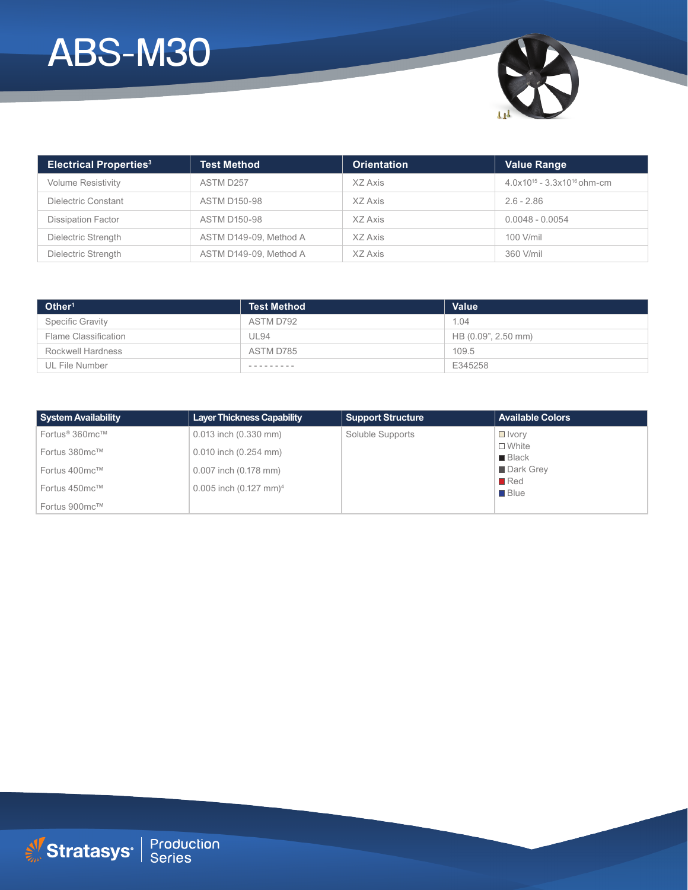# ABS-M30

| Electrical Properties[3] | Test Method | Orientation | Value Range |
|---|---|---|---|
| Volume Resistivity | ASTM D257 | XZ Axis | $4.0x10^{15}$ - $3.3x10^{16}$ ohm-cm |
| Dielectric Constant | ASTM D150-98 | XZ Axis | 2.6 - 2.86 |
| Dissipation Factor | ASTM D150-98 | XZ Axis | 0.0048 - 0.0054 |
| Dielectric Strength | ASTM D149-09, Method A | XZ Axis | 100 V/mil |
| Dielectric Strength | ASTM D149-09, Method A | XZ Axis | 360 V/mil |

| Other[1] | Test Method | Value |
|---|---|---|
| Specific Gravity | ASTM D792 | 1.04 |
| Flame Classification | UL94 | HB (0.09", 2.50 mm) |
| Rockwell Hardness | ASTM D785 | 109.5 |
| UL File Number | --------- | E345258 |

| System Availability | Layer Thickness Capability | Support Structure | Available Colors |
|---|---|---|---|
| Fortus® 360mc™ | 0.013 inch (0.330 mm) | Soluble Supports | Ivory |
| Fortus 380mc™ | 0.010 inch (0.254 mm) | | White |
| Fortus 400mc™ | 0.007 inch (0.178 mm) | | Black |
| Fortus 450mc™ | 0.005 inch (0.127 mm)[4] | | Dark Grey |
| Fortus 900mc™ | | | Red |
| | | | Blue |

Stratasys | Production Series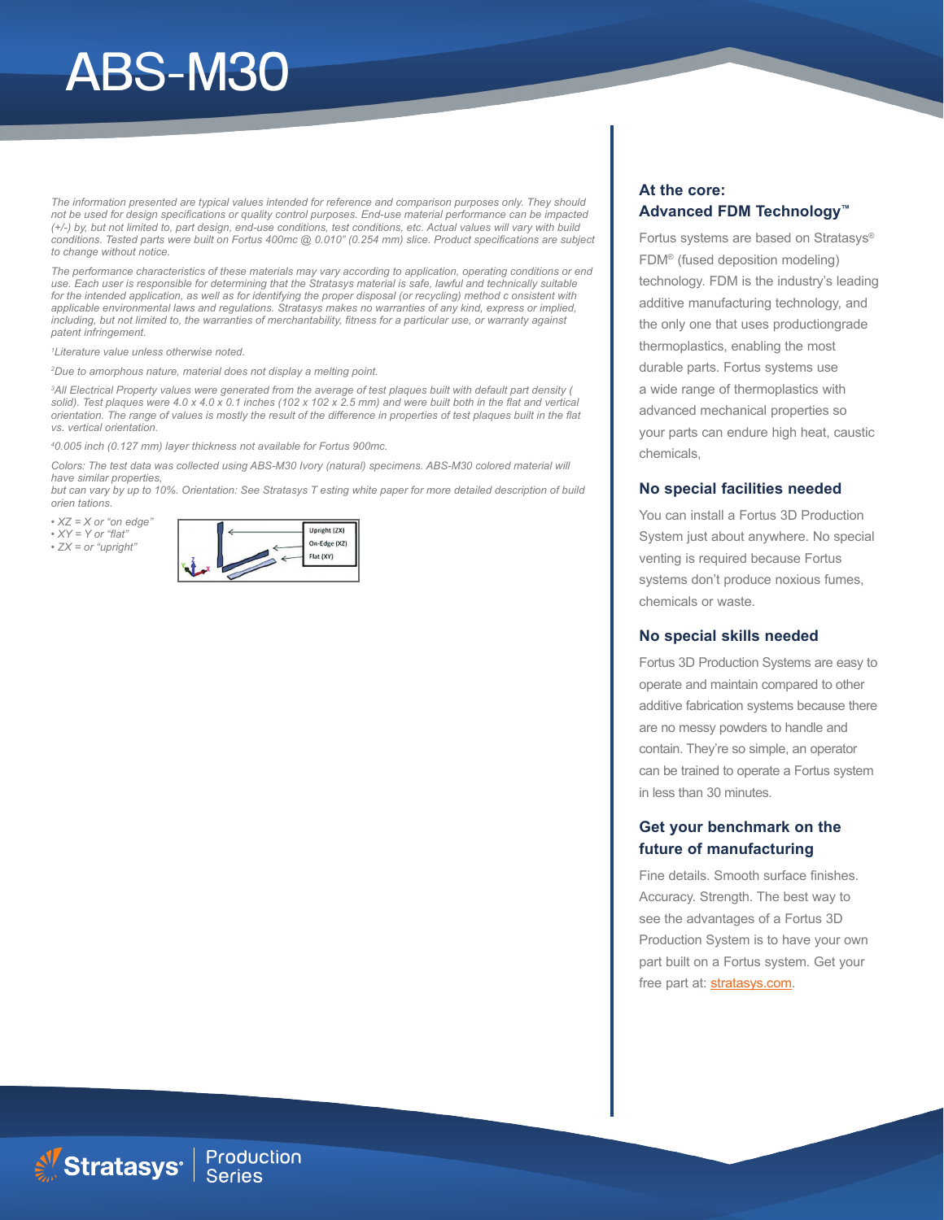# ABS-M30

*The information presented are typical values intended for reference and comparison purposes only. They should not be used for design specifications or quality control purposes. End-use material performance can be impacted (+/-) by, but not limited to, part design, end-use conditions, test conditions, etc. Actual values will vary with build conditions. Tested parts were built on Fortus 400mc @ 0.010" (0.254 mm) slice. Product specifications are subject to change without notice.*

*The performance characteristics of these materials may vary according to application, operating conditions or end use. Each user is responsible for determining that the Stratasys material is safe, lawful and technically suitable for the intended application, as well as for identifying the proper disposal (or recycling) method c onsistent with applicable environmental laws and regulations. Stratasys makes no warranties of any kind, express or implied, including, but not limited to, the warranties of merchantability, fitness for a particular use, or warranty against patent infringement.*

*[1]Literature value unless otherwise noted.*

*[2]Due to amorphous nature, material does not display a melting point.*

*[3]All Electrical Property values were generated from the average of test plaques built with default part density ( solid). Test plaques were 4.0 x 4.0 x 0.1 inches (102 x 102 x 2.5 mm) and were built both in the flat and vertical orientation. The range of values is mostly the result of the difference in properties of test plaques built in the flat vs. vertical orientation.*

*[4]0.005 inch (0.127 mm) layer thickness not available for Fortus 900mc.*

*Colors: The test data was collected using ABS-M30 Ivory (natural) specimens. ABS-M30 colored material will have similar properties,*
*but can vary by up to 10%. Orientation: See Stratasys T esting white paper for more detailed description of build orien tations.*

- *XZ = X or "on edge"*
- *XY = Y or "flat"*
- *ZX = or "upright"*

Upright (ZX)
On-Edge (XZ)
Flat (XY)

### At the core: Advanced FDM Technology™

Fortus systems are based on Stratasys® FDM® (fused deposition modeling) technology. FDM is the industry's leading additive manufacturing technology, and the only one that uses productiongrade thermoplastics, enabling the most durable parts. Fortus systems use a wide range of thermoplastics with advanced mechanical properties so your parts can endure high heat, caustic chemicals,

### No special facilities needed

You can install a Fortus 3D Production System just about anywhere. No special venting is required because Fortus systems don't produce noxious fumes, chemicals or waste.

### No special skills needed

Fortus 3D Production Systems are easy to operate and maintain compared to other additive fabrication systems because there are no messy powders to handle and contain. They're so simple, an operator can be trained to operate a Fortus system in less than 30 minutes.

### Get your benchmark on the future of manufacturing

Fine details. Smooth surface finishes. Accuracy. Strength. The best way to see the advantages of a Fortus 3D Production System is to have your own part built on a Fortus system. Get your free part at: stratasys.com.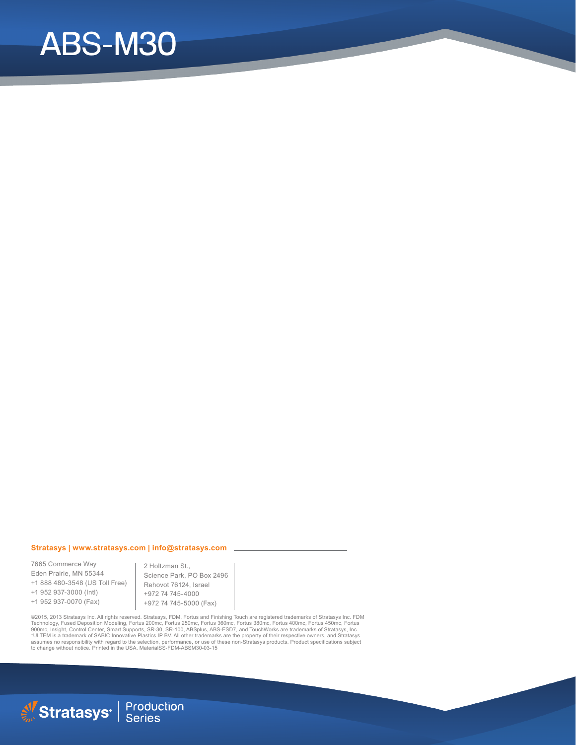# ABS-M30

**Stratasys | www.stratasys.com | info@stratasys.com**

7665 Commerce Way
Eden Prairie, MN 55344
+1 888 480-3548 (US Toll Free)
+1 952 937-3000 (Intl)
+1 952 937-0070 (Fax)

2 Holtzman St.,
Science Park, PO Box 2496
Rehovot 76124, Israel
+972 74 745-4000
+972 74 745-5000 (Fax)

©2015, 2013 Stratasys Inc. All rights reserved. Stratasys, FDM, Fortus and Finishing Touch are registered trademarks of Stratasys Inc. FDM Technology, Fused Deposition Modeling, Fortus 200mc, Fortus 250mc, Fortus 360mc, Fortus 380mc, Fortus 400mc, Fortus 450mc, Fortus 900mc, Insight, Control Center, Smart Supports, SR-30, SR-100, ABSplus, ABS-ESD7, and TouchWorks are trademarks of Stratasys, Inc. *ULTEM is a trademark of SABIC Innovative Plastics IP BV. All other trademarks are the property of their respective owners, and Stratasys assumes no responsibility with regard to the selection, performance, or use of these non-Stratasys products. Product specifications subject to change without notice. Printed in the USA. MaterialSS-FDM-ABSM30-03-15

Stratasys | Production Series